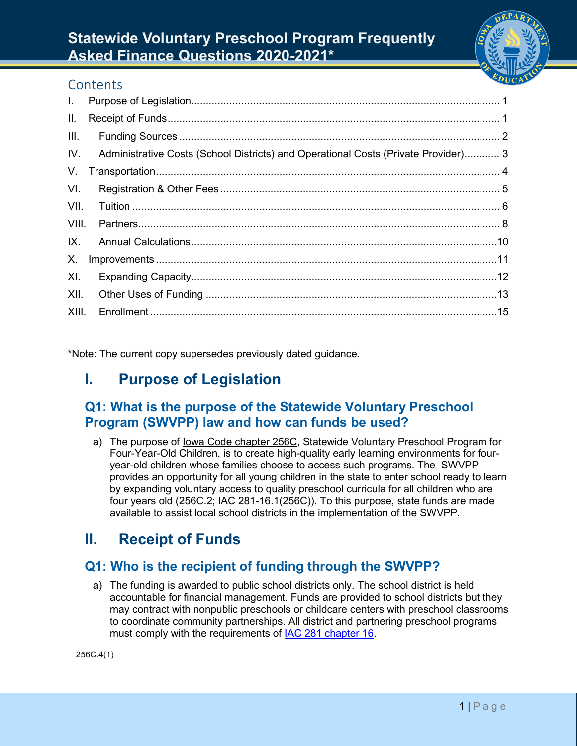# Statewide Voluntary Preschool Program Frequently Asked Finance Questions 2020-2021*

## Contents

I. Purpose of Legislation ........ 1
II. Receipt of Funds ........ 1
III. Funding Sources ........ 2
IV. Administrative Costs (School Districts) and Operational Costs (Private Provider) ........ 3
V. Transportation ........ 4
VI. Registration & Other Fees ........ 5
VII. Tuition ........ 6
VIII. Partners ........ 8
IX. Annual Calculations ........ 10
X. Improvements ........ 11
XI. Expanding Capacity ........ 12
XII. Other Uses of Funding ........ 13
XIII. Enrollment ........ 15

*Note: The current copy supersedes previously dated guidance.

## I. Purpose of Legislation

### Q1: What is the purpose of the Statewide Voluntary Preschool Program (SWVPP) law and how can funds be used?

a) The purpose of Iowa Code chapter 256C, Statewide Voluntary Preschool Program for Four-Year-Old Children, is to create high-quality early learning environments for four-year-old children whose families choose to access such programs. The SWVPP provides an opportunity for all young children in the state to enter school ready to learn by expanding voluntary access to quality preschool curricula for all children who are four years old (256C.2; IAC 281-16.1(256C)). To this purpose, state funds are made available to assist local school districts in the implementation of the SWVPP.

## II. Receipt of Funds

### Q1: Who is the recipient of funding through the SWVPP?

a) The funding is awarded to public school districts only. The school district is held accountable for financial management. Funds are provided to school districts but they may contract with nonpublic preschools or childcare centers with preschool classrooms to coordinate community partnerships. All district and partnering preschool programs must comply with the requirements of IAC 281 chapter 16.

256C.4(1)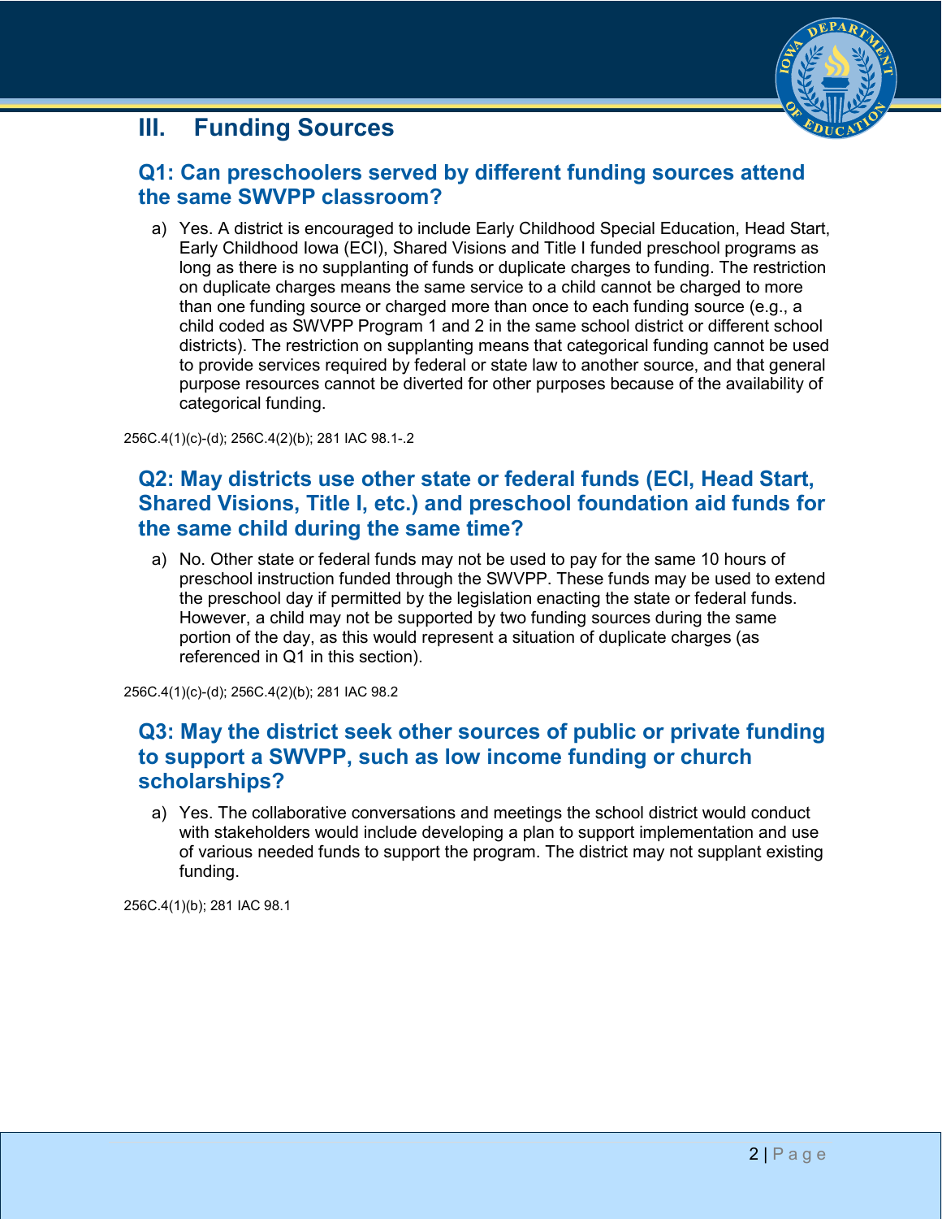## III. Funding Sources

### Q1: Can preschoolers served by different funding sources attend the same SWVPP classroom?

a) Yes. A district is encouraged to include Early Childhood Special Education, Head Start, Early Childhood Iowa (ECI), Shared Visions and Title I funded preschool programs as long as there is no supplanting of funds or duplicate charges to funding. The restriction on duplicate charges means the same service to a child cannot be charged to more than one funding source or charged more than once to each funding source (e.g., a child coded as SWVPP Program 1 and 2 in the same school district or different school districts). The restriction on supplanting means that categorical funding cannot be used to provide services required by federal or state law to another source, and that general purpose resources cannot be diverted for other purposes because of the availability of categorical funding.

256C.4(1)(c)-(d); 256C.4(2)(b); 281 IAC 98.1-.2

### Q2: May districts use other state or federal funds (ECI, Head Start, Shared Visions, Title I, etc.) and preschool foundation aid funds for the same child during the same time?

a) No. Other state or federal funds may not be used to pay for the same 10 hours of preschool instruction funded through the SWVPP. These funds may be used to extend the preschool day if permitted by the legislation enacting the state or federal funds. However, a child may not be supported by two funding sources during the same portion of the day, as this would represent a situation of duplicate charges (as referenced in Q1 in this section).

256C.4(1)(c)-(d); 256C.4(2)(b); 281 IAC 98.2

### Q3: May the district seek other sources of public or private funding to support a SWVPP, such as low income funding or church scholarships?

a) Yes. The collaborative conversations and meetings the school district would conduct with stakeholders would include developing a plan to support implementation and use of various needed funds to support the program. The district may not supplant existing funding.

256C.4(1)(b); 281 IAC 98.1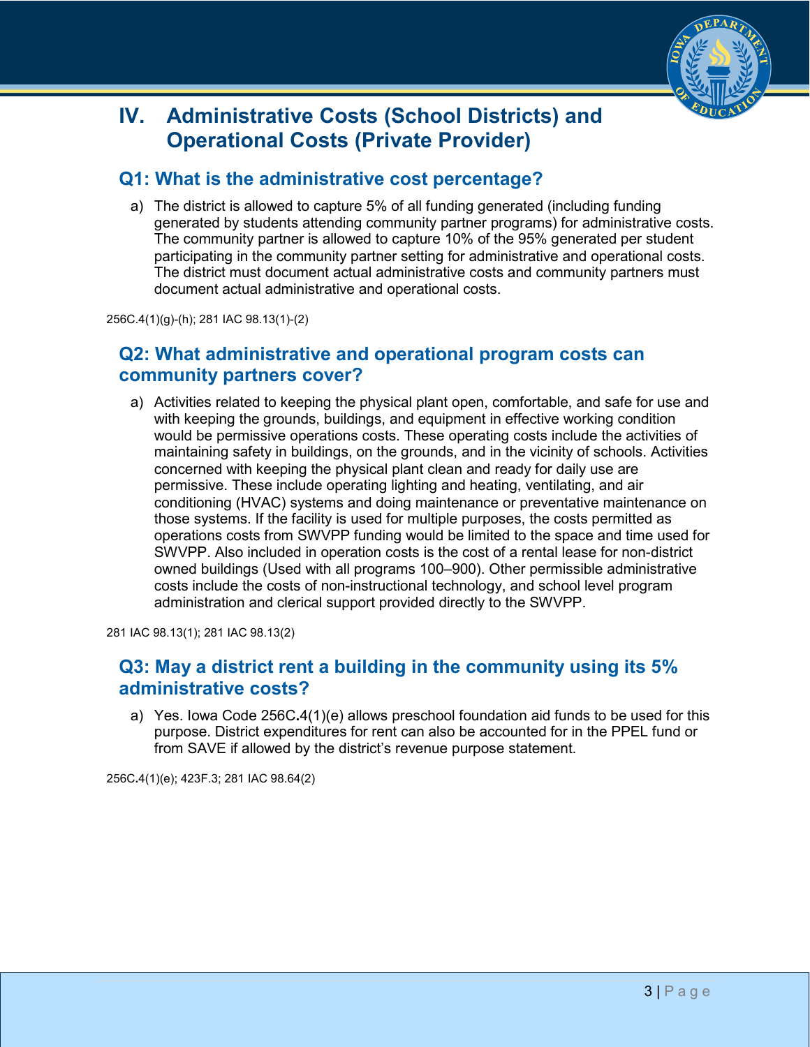# IV. Administrative Costs (School Districts) and Operational Costs (Private Provider)

## Q1: What is the administrative cost percentage?

a) The district is allowed to capture 5% of all funding generated (including funding generated by students attending community partner programs) for administrative costs. The community partner is allowed to capture 10% of the 95% generated per student participating in the community partner setting for administrative and operational costs. The district must document actual administrative costs and community partners must document actual administrative and operational costs.

256C.4(1)(g)-(h); 281 IAC 98.13(1)-(2)

## Q2: What administrative and operational program costs can community partners cover?

a) Activities related to keeping the physical plant open, comfortable, and safe for use and with keeping the grounds, buildings, and equipment in effective working condition would be permissive operations costs. These operating costs include the activities of maintaining safety in buildings, on the grounds, and in the vicinity of schools. Activities concerned with keeping the physical plant clean and ready for daily use are permissive. These include operating lighting and heating, ventilating, and air conditioning (HVAC) systems and doing maintenance or preventative maintenance on those systems. If the facility is used for multiple purposes, the costs permitted as operations costs from SWVPP funding would be limited to the space and time used for SWVPP. Also included in operation costs is the cost of a rental lease for non-district owned buildings (Used with all programs 100–900). Other permissible administrative costs include the costs of non-instructional technology, and school level program administration and clerical support provided directly to the SWVPP.

281 IAC 98.13(1); 281 IAC 98.13(2)

## Q3: May a district rent a building in the community using its 5% administrative costs?

a) Yes. Iowa Code 256C.4(1)(e) allows preschool foundation aid funds to be used for this purpose. District expenditures for rent can also be accounted for in the PPEL fund or from SAVE if allowed by the district's revenue purpose statement.

256C.4(1)(e); 423F.3; 281 IAC 98.64(2)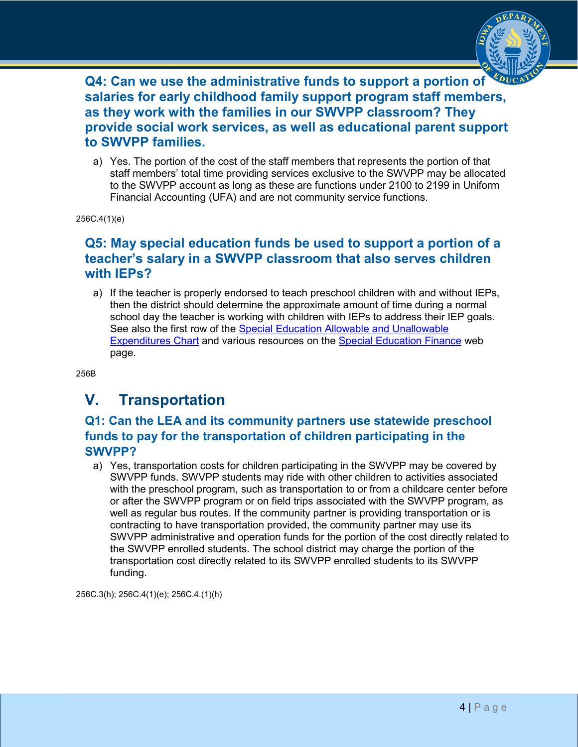### Q4: Can we use the administrative funds to support a portion of salaries for early childhood family support program staff members, as they work with the families in our SWVPP classroom? They provide social work services, as well as educational parent support to SWVPP families.

a) Yes. The portion of the cost of the staff members that represents the portion of that staff members' total time providing services exclusive to the SWVPP may be allocated to the SWVPP account as long as these are functions under 2100 to 2199 in Uniform Financial Accounting (UFA) and are not community service functions.

256C.4(1)(e)

### Q5: May special education funds be used to support a portion of a teacher's salary in a SWVPP classroom that also serves children with IEPs?

a) If the teacher is properly endorsed to teach preschool children with and without IEPs, then the district should determine the approximate amount of time during a normal school day the teacher is working with children with IEPs to address their IEP goals. See also the first row of the Special Education Allowable and Unallowable Expenditures Chart and various resources on the Special Education Finance web page.

256B

## V. Transportation

### Q1: Can the LEA and its community partners use statewide preschool funds to pay for the transportation of children participating in the SWVPP?

a) Yes, transportation costs for children participating in the SWVPP may be covered by SWVPP funds. SWVPP students may ride with other children to activities associated with the preschool program, such as transportation to or from a childcare center before or after the SWVPP program or on field trips associated with the SWVPP program, as well as regular bus routes. If the community partner is providing transportation or is contracting to have transportation provided, the community partner may use its SWVPP administrative and operation funds for the portion of the cost directly related to the SWVPP enrolled students. The school district may charge the portion of the transportation cost directly related to its SWVPP enrolled students to its SWVPP funding.

256C.3(h); 256C.4(1)(e); 256C.4.(1)(h)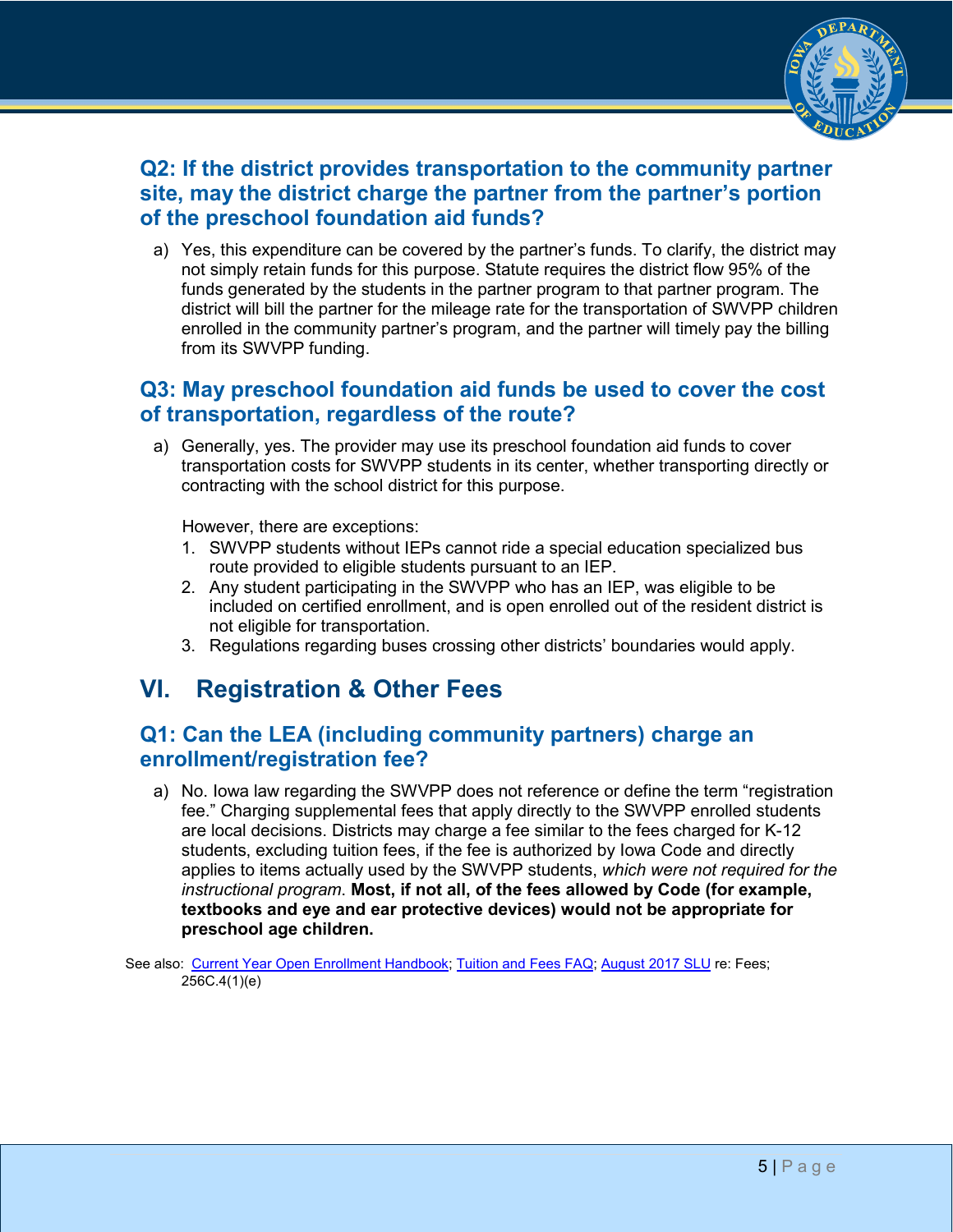### Q2: If the district provides transportation to the community partner site, may the district charge the partner from the partner's portion of the preschool foundation aid funds?

a) Yes, this expenditure can be covered by the partner's funds. To clarify, the district may not simply retain funds for this purpose. Statute requires the district flow 95% of the funds generated by the students in the partner program to that partner program. The district will bill the partner for the mileage rate for the transportation of SWVPP children enrolled in the community partner's program, and the partner will timely pay the billing from its SWVPP funding.

### Q3: May preschool foundation aid funds be used to cover the cost of transportation, regardless of the route?

a) Generally, yes. The provider may use its preschool foundation aid funds to cover transportation costs for SWVPP students in its center, whether transporting directly or contracting with the school district for this purpose.

   However, there are exceptions:

   1. SWVPP students without IEPs cannot ride a special education specialized bus route provided to eligible students pursuant to an IEP.
   2. Any student participating in the SWVPP who has an IEP, was eligible to be included on certified enrollment, and is open enrolled out of the resident district is not eligible for transportation.
   3. Regulations regarding buses crossing other districts' boundaries would apply.

## VI. Registration & Other Fees

### Q1: Can the LEA (including community partners) charge an enrollment/registration fee?

a) No. Iowa law regarding the SWVPP does not reference or define the term "registration fee." Charging supplemental fees that apply directly to the SWVPP enrolled students are local decisions. Districts may charge a fee similar to the fees charged for K-12 students, excluding tuition fees, if the fee is authorized by Iowa Code and directly applies to items actually used by the SWVPP students, *which were not required for the instructional program*. **Most, if not all, of the fees allowed by Code (for example, textbooks and eye and ear protective devices) would not be appropriate for preschool age children.**

See also: Current Year Open Enrollment Handbook; Tuition and Fees FAQ; August 2017 SLU re: Fees; 256C.4(1)(e)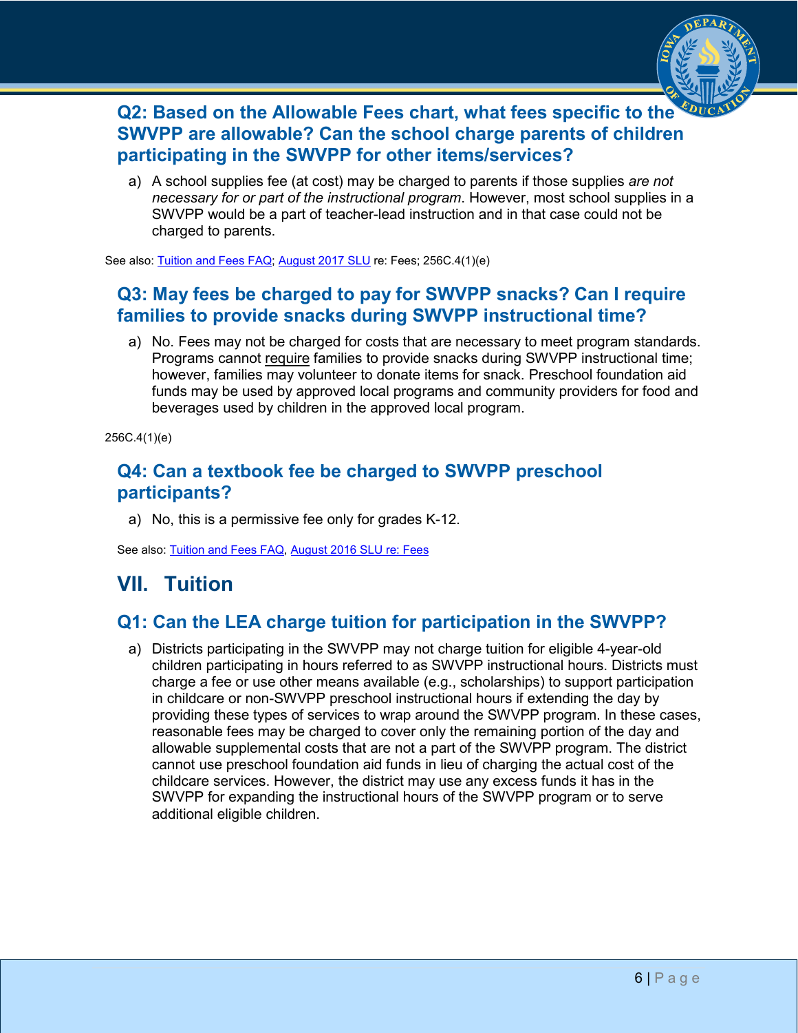### Q2: Based on the Allowable Fees chart, what fees specific to the SWVPP are allowable? Can the school charge parents of children participating in the SWVPP for other items/services?

a) A school supplies fee (at cost) may be charged to parents if those supplies *are not necessary for or part of the instructional program*. However, most school supplies in a SWVPP would be a part of teacher-lead instruction and in that case could not be charged to parents.

See also: Tuition and Fees FAQ; August 2017 SLU re: Fees; 256C.4(1)(e)

### Q3: May fees be charged to pay for SWVPP snacks? Can I require families to provide snacks during SWVPP instructional time?

a) No. Fees may not be charged for costs that are necessary to meet program standards. Programs cannot require families to provide snacks during SWVPP instructional time; however, families may volunteer to donate items for snack. Preschool foundation aid funds may be used by approved local programs and community providers for food and beverages used by children in the approved local program.

256C.4(1)(e)

### Q4: Can a textbook fee be charged to SWVPP preschool participants?

a) No, this is a permissive fee only for grades K-12.

See also: Tuition and Fees FAQ, August 2016 SLU re: Fees

## VII. Tuition

### Q1: Can the LEA charge tuition for participation in the SWVPP?

a) Districts participating in the SWVPP may not charge tuition for eligible 4-year-old children participating in hours referred to as SWVPP instructional hours. Districts must charge a fee or use other means available (e.g., scholarships) to support participation in childcare or non-SWVPP preschool instructional hours if extending the day by providing these types of services to wrap around the SWVPP program. In these cases, reasonable fees may be charged to cover only the remaining portion of the day and allowable supplemental costs that are not a part of the SWVPP program. The district cannot use preschool foundation aid funds in lieu of charging the actual cost of the childcare services. However, the district may use any excess funds it has in the SWVPP for expanding the instructional hours of the SWVPP program or to serve additional eligible children.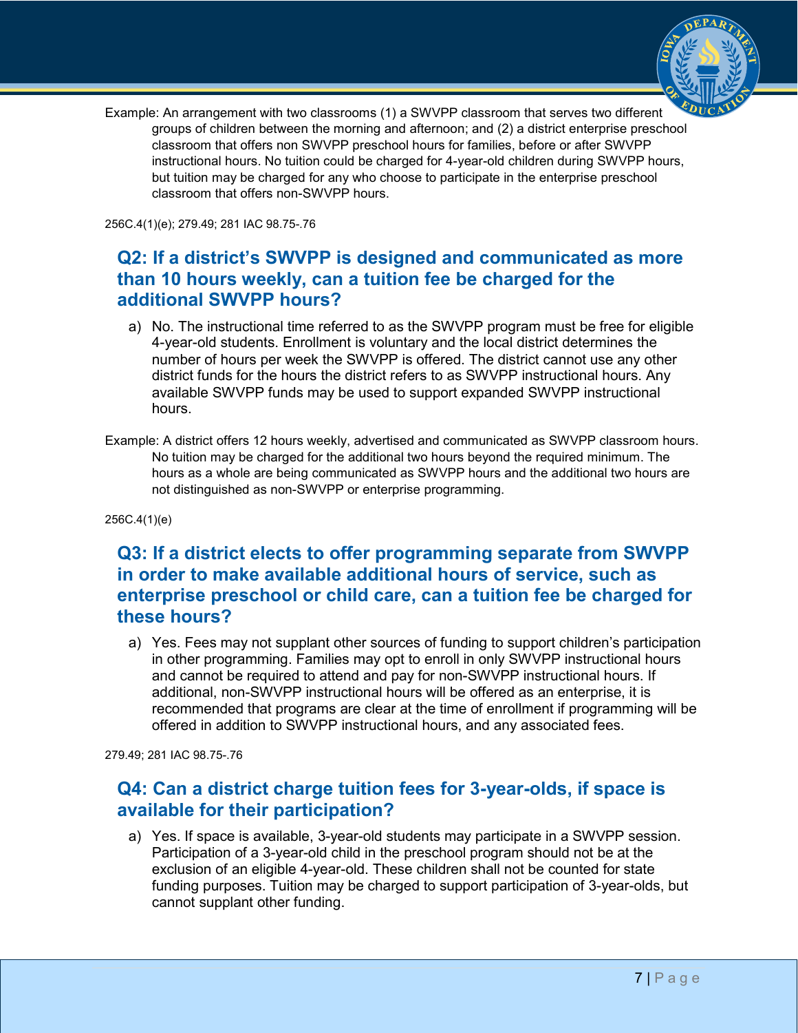Example: An arrangement with two classrooms (1) a SWVPP classroom that serves two different groups of children between the morning and afternoon; and (2) a district enterprise preschool classroom that offers non SWVPP preschool hours for families, before or after SWVPP instructional hours. No tuition could be charged for 4-year-old children during SWVPP hours, but tuition may be charged for any who choose to participate in the enterprise preschool classroom that offers non-SWVPP hours.

256C.4(1)(e); 279.49; 281 IAC 98.75-.76

## Q2: If a district's SWVPP is designed and communicated as more than 10 hours weekly, can a tuition fee be charged for the additional SWVPP hours?

a) No. The instructional time referred to as the SWVPP program must be free for eligible 4-year-old students. Enrollment is voluntary and the local district determines the number of hours per week the SWVPP is offered. The district cannot use any other district funds for the hours the district refers to as SWVPP instructional hours. Any available SWVPP funds may be used to support expanded SWVPP instructional hours.

Example: A district offers 12 hours weekly, advertised and communicated as SWVPP classroom hours. No tuition may be charged for the additional two hours beyond the required minimum. The hours as a whole are being communicated as SWVPP hours and the additional two hours are not distinguished as non-SWVPP or enterprise programming.

256C.4(1)(e)

## Q3: If a district elects to offer programming separate from SWVPP in order to make available additional hours of service, such as enterprise preschool or child care, can a tuition fee be charged for these hours?

a) Yes. Fees may not supplant other sources of funding to support children's participation in other programming. Families may opt to enroll in only SWVPP instructional hours and cannot be required to attend and pay for non-SWVPP instructional hours. If additional, non-SWVPP instructional hours will be offered as an enterprise, it is recommended that programs are clear at the time of enrollment if programming will be offered in addition to SWVPP instructional hours, and any associated fees.

279.49; 281 IAC 98.75-.76

## Q4: Can a district charge tuition fees for 3-year-olds, if space is available for their participation?

a) Yes. If space is available, 3-year-old students may participate in a SWVPP session. Participation of a 3-year-old child in the preschool program should not be at the exclusion of an eligible 4-year-old. These children shall not be counted for state funding purposes. Tuition may be charged to support participation of 3-year-olds, but cannot supplant other funding.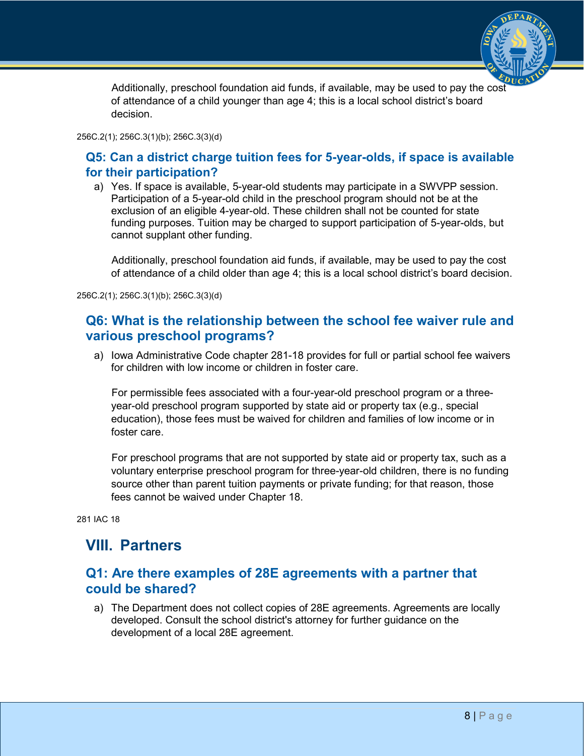Additionally, preschool foundation aid funds, if available, may be used to pay the cost of attendance of a child younger than age 4; this is a local school district's board decision.

256C.2(1); 256C.3(1)(b); 256C.3(3)(d)

### Q5: Can a district charge tuition fees for 5-year-olds, if space is available for their participation?

a) Yes. If space is available, 5-year-old students may participate in a SWVPP session. Participation of a 5-year-old child in the preschool program should not be at the exclusion of an eligible 4-year-old. These children shall not be counted for state funding purposes. Tuition may be charged to support participation of 5-year-olds, but cannot supplant other funding.

   Additionally, preschool foundation aid funds, if available, may be used to pay the cost of attendance of a child older than age 4; this is a local school district's board decision.

256C.2(1); 256C.3(1)(b); 256C.3(3)(d)

### Q6: What is the relationship between the school fee waiver rule and various preschool programs?

a) Iowa Administrative Code chapter 281-18 provides for full or partial school fee waivers for children with low income or children in foster care.

   For permissible fees associated with a four-year-old preschool program or a three-year-old preschool program supported by state aid or property tax (e.g., special education), those fees must be waived for children and families of low income or in foster care.

   For preschool programs that are not supported by state aid or property tax, such as a voluntary enterprise preschool program for three-year-old children, there is no funding source other than parent tuition payments or private funding; for that reason, those fees cannot be waived under Chapter 18.

281 IAC 18

## VIII. Partners

### Q1: Are there examples of 28E agreements with a partner that could be shared?

a) The Department does not collect copies of 28E agreements. Agreements are locally developed. Consult the school district's attorney for further guidance on the development of a local 28E agreement.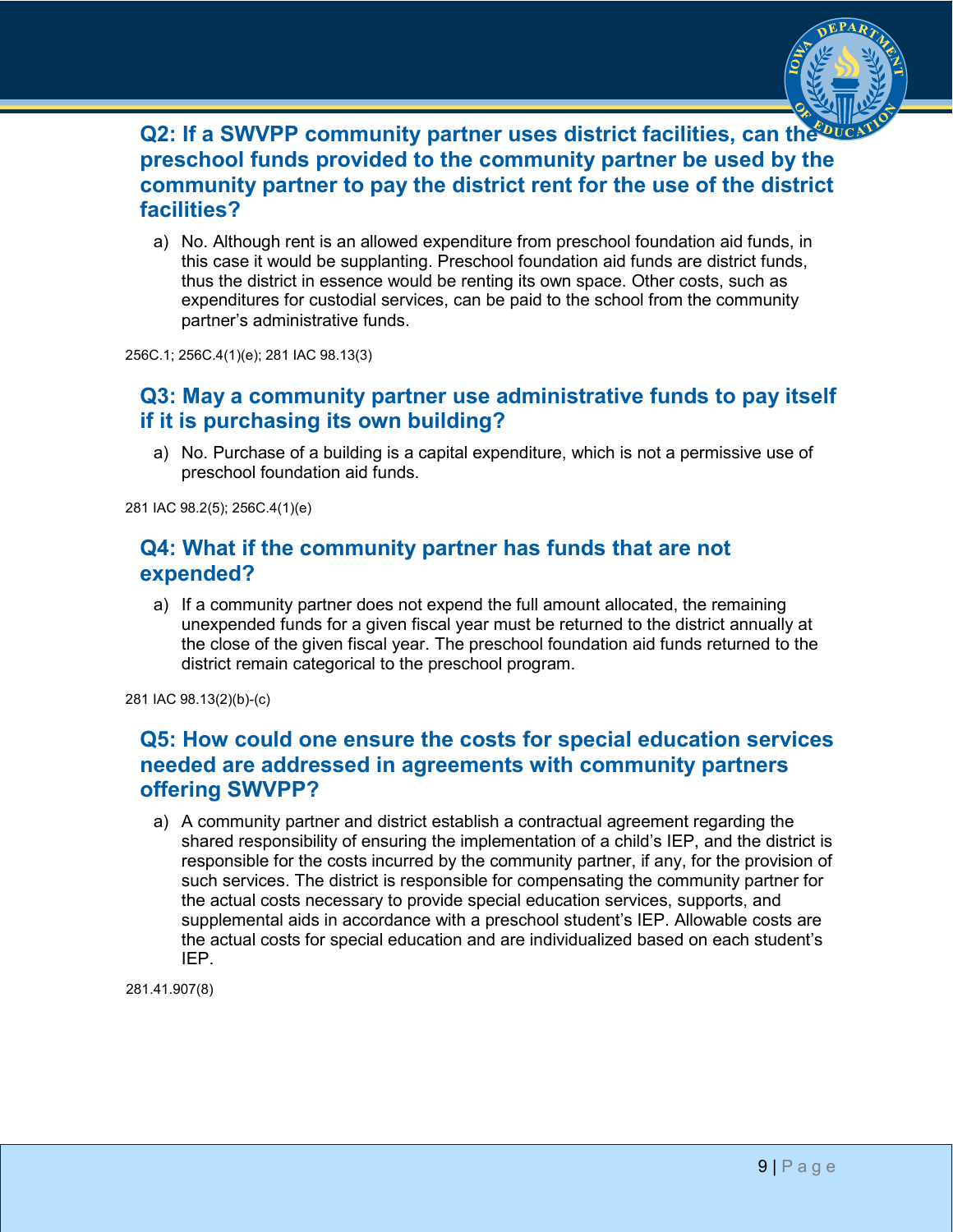## Q2: If a SWVPP community partner uses district facilities, can the preschool funds provided to the community partner be used by the community partner to pay the district rent for the use of the district facilities?

a) No. Although rent is an allowed expenditure from preschool foundation aid funds, in this case it would be supplanting. Preschool foundation aid funds are district funds, thus the district in essence would be renting its own space. Other costs, such as expenditures for custodial services, can be paid to the school from the community partner's administrative funds.

256C.1; 256C.4(1)(e); 281 IAC 98.13(3)

## Q3: May a community partner use administrative funds to pay itself if it is purchasing its own building?

a) No. Purchase of a building is a capital expenditure, which is not a permissive use of preschool foundation aid funds.

281 IAC 98.2(5); 256C.4(1)(e)

## Q4: What if the community partner has funds that are not expended?

a) If a community partner does not expend the full amount allocated, the remaining unexpended funds for a given fiscal year must be returned to the district annually at the close of the given fiscal year. The preschool foundation aid funds returned to the district remain categorical to the preschool program.

281 IAC 98.13(2)(b)-(c)

## Q5: How could one ensure the costs for special education services needed are addressed in agreements with community partners offering SWVPP?

a) A community partner and district establish a contractual agreement regarding the shared responsibility of ensuring the implementation of a child's IEP, and the district is responsible for the costs incurred by the community partner, if any, for the provision of such services. The district is responsible for compensating the community partner for the actual costs necessary to provide special education services, supports, and supplemental aids in accordance with a preschool student's IEP. Allowable costs are the actual costs for special education and are individualized based on each student's IEP.

281.41.907(8)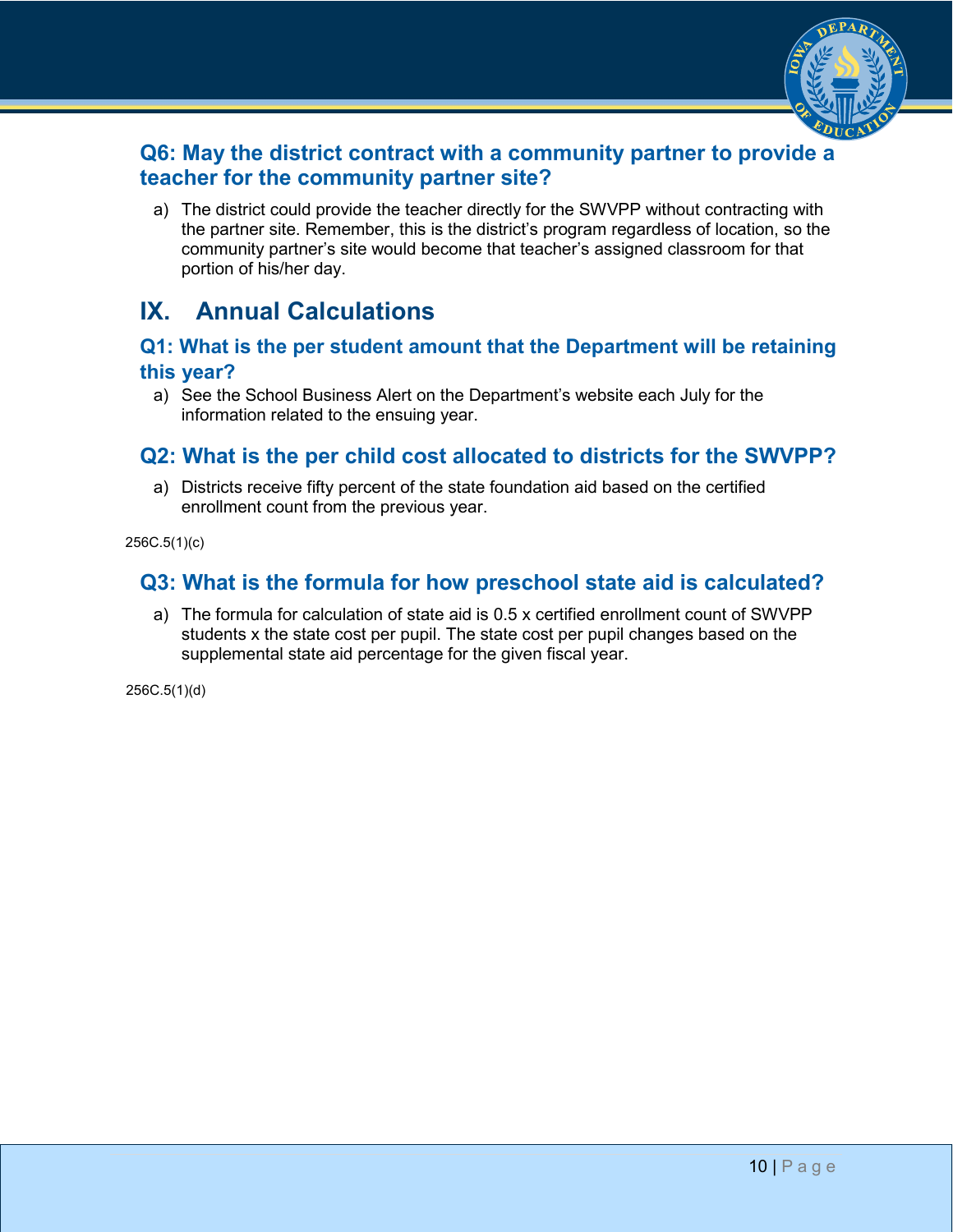### Q6: May the district contract with a community partner to provide a teacher for the community partner site?

a) The district could provide the teacher directly for the SWVPP without contracting with the partner site. Remember, this is the district's program regardless of location, so the community partner's site would become that teacher's assigned classroom for that portion of his/her day.

## IX. Annual Calculations

### Q1: What is the per student amount that the Department will be retaining this year?

a) See the School Business Alert on the Department's website each July for the information related to the ensuing year.

### Q2: What is the per child cost allocated to districts for the SWVPP?

a) Districts receive fifty percent of the state foundation aid based on the certified enrollment count from the previous year.

256C.5(1)(c)

### Q3: What is the formula for how preschool state aid is calculated?

a) The formula for calculation of state aid is 0.5 x certified enrollment count of SWVPP students x the state cost per pupil. The state cost per pupil changes based on the supplemental state aid percentage for the given fiscal year.

256C.5(1)(d)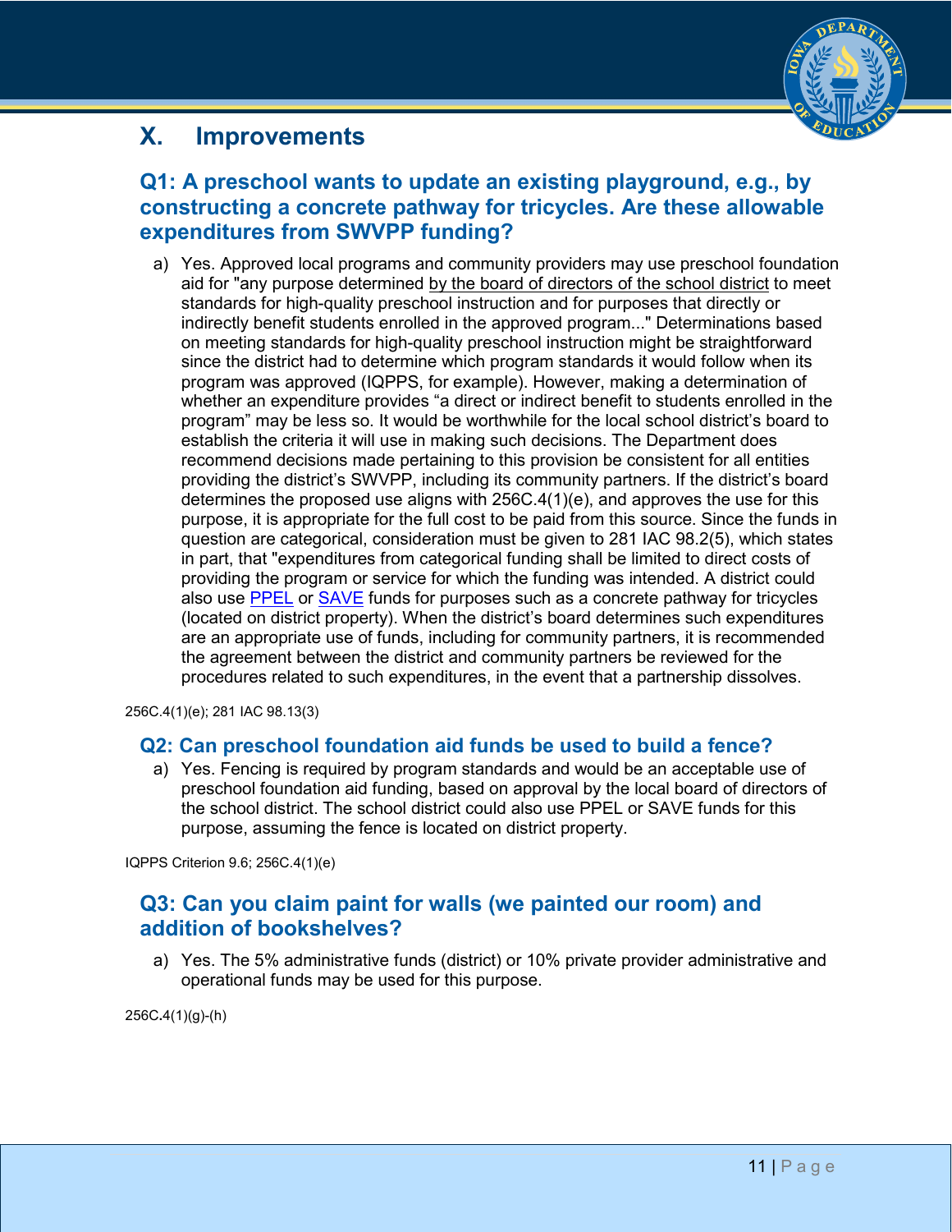# X. Improvements

## Q1: A preschool wants to update an existing playground, e.g., by constructing a concrete pathway for tricycles. Are these allowable expenditures from SWVPP funding?

a) Yes. Approved local programs and community providers may use preschool foundation aid for "any purpose determined by the board of directors of the school district to meet standards for high-quality preschool instruction and for purposes that directly or indirectly benefit students enrolled in the approved program..." Determinations based on meeting standards for high-quality preschool instruction might be straightforward since the district had to determine which program standards it would follow when its program was approved (IQPPS, for example). However, making a determination of whether an expenditure provides "a direct or indirect benefit to students enrolled in the program" may be less so. It would be worthwhile for the local school district's board to establish the criteria it will use in making such decisions. The Department does recommend decisions made pertaining to this provision be consistent for all entities providing the district's SWVPP, including its community partners. If the district's board determines the proposed use aligns with 256C.4(1)(e), and approves the use for this purpose, it is appropriate for the full cost to be paid from this source. Since the funds in question are categorical, consideration must be given to 281 IAC 98.2(5), which states in part, that "expenditures from categorical funding shall be limited to direct costs of providing the program or service for which the funding was intended. A district could also use PPEL or SAVE funds for purposes such as a concrete pathway for tricycles (located on district property). When the district's board determines such expenditures are an appropriate use of funds, including for community partners, it is recommended the agreement between the district and community partners be reviewed for the procedures related to such expenditures, in the event that a partnership dissolves.

256C.4(1)(e); 281 IAC 98.13(3)

## Q2: Can preschool foundation aid funds be used to build a fence?

a) Yes. Fencing is required by program standards and would be an acceptable use of preschool foundation aid funding, based on approval by the local board of directors of the school district. The school district could also use PPEL or SAVE funds for this purpose, assuming the fence is located on district property.

IQPPS Criterion 9.6; 256C.4(1)(e)

## Q3: Can you claim paint for walls (we painted our room) and addition of bookshelves?

a) Yes. The 5% administrative funds (district) or 10% private provider administrative and operational funds may be used for this purpose.

256C.4(1)(g)-(h)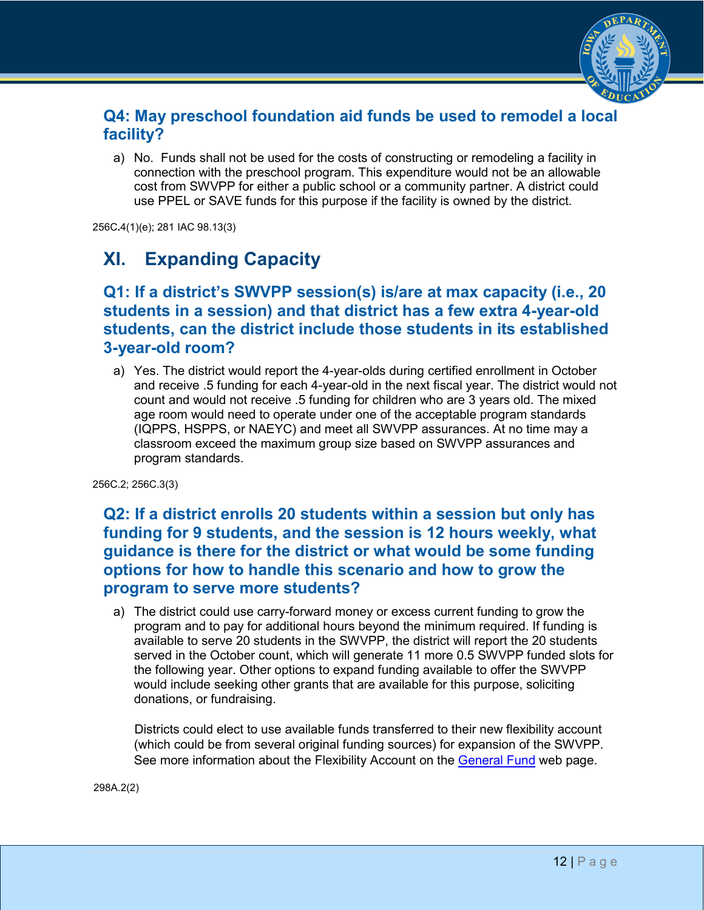### Q4: May preschool foundation aid funds be used to remodel a local facility?

a) No. Funds shall not be used for the costs of constructing or remodeling a facility in connection with the preschool program. This expenditure would not be an allowable cost from SWVPP for either a public school or a community partner. A district could use PPEL or SAVE funds for this purpose if the facility is owned by the district.

256C.4(1)(e); 281 IAC 98.13(3)

## XI. Expanding Capacity

### Q1: If a district's SWVPP session(s) is/are at max capacity (i.e., 20 students in a session) and that district has a few extra 4-year-old students, can the district include those students in its established 3-year-old room?

a) Yes. The district would report the 4-year-olds during certified enrollment in October and receive .5 funding for each 4-year-old in the next fiscal year. The district would not count and would not receive .5 funding for children who are 3 years old. The mixed age room would need to operate under one of the acceptable program standards (IQPPS, HSPPS, or NAEYC) and meet all SWVPP assurances. At no time may a classroom exceed the maximum group size based on SWVPP assurances and program standards.

256C.2; 256C.3(3)

### Q2: If a district enrolls 20 students within a session but only has funding for 9 students, and the session is 12 hours weekly, what guidance is there for the district or what would be some funding options for how to handle this scenario and how to grow the program to serve more students?

a) The district could use carry-forward money or excess current funding to grow the program and to pay for additional hours beyond the minimum required. If funding is available to serve 20 students in the SWVPP, the district will report the 20 students served in the October count, which will generate 11 more 0.5 SWVPP funded slots for the following year. Other options to expand funding available to offer the SWVPP would include seeking other grants that are available for this purpose, soliciting donations, or fundraising.

   Districts could elect to use available funds transferred to their new flexibility account (which could be from several original funding sources) for expansion of the SWVPP. See more information about the Flexibility Account on the [General Fund](General Fund) web page.

298A.2(2)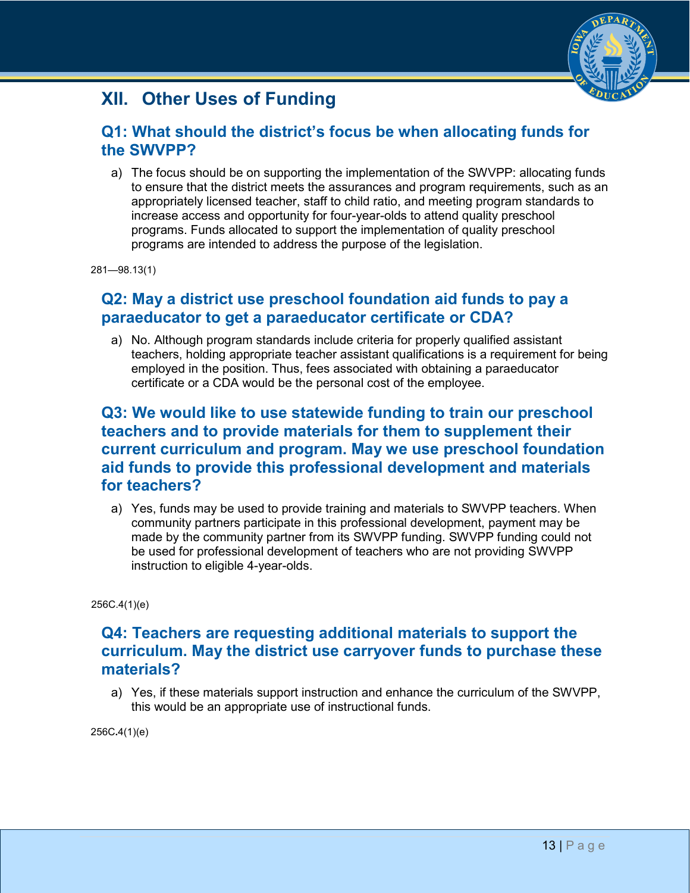# XII. Other Uses of Funding

## Q1: What should the district's focus be when allocating funds for the SWVPP?

a) The focus should be on supporting the implementation of the SWVPP: allocating funds to ensure that the district meets the assurances and program requirements, such as an appropriately licensed teacher, staff to child ratio, and meeting program standards to increase access and opportunity for four-year-olds to attend quality preschool programs. Funds allocated to support the implementation of quality preschool programs are intended to address the purpose of the legislation.

281—98.13(1)

## Q2: May a district use preschool foundation aid funds to pay a paraeducator to get a paraeducator certificate or CDA?

a) No. Although program standards include criteria for properly qualified assistant teachers, holding appropriate teacher assistant qualifications is a requirement for being employed in the position. Thus, fees associated with obtaining a paraeducator certificate or a CDA would be the personal cost of the employee.

## Q3: We would like to use statewide funding to train our preschool teachers and to provide materials for them to supplement their current curriculum and program. May we use preschool foundation aid funds to provide this professional development and materials for teachers?

a) Yes, funds may be used to provide training and materials to SWVPP teachers. When community partners participate in this professional development, payment may be made by the community partner from its SWVPP funding. SWVPP funding could not be used for professional development of teachers who are not providing SWVPP instruction to eligible 4-year-olds.

256C.4(1)(e)

## Q4: Teachers are requesting additional materials to support the curriculum. May the district use carryover funds to purchase these materials?

a) Yes, if these materials support instruction and enhance the curriculum of the SWVPP, this would be an appropriate use of instructional funds.

256C.4(1)(e)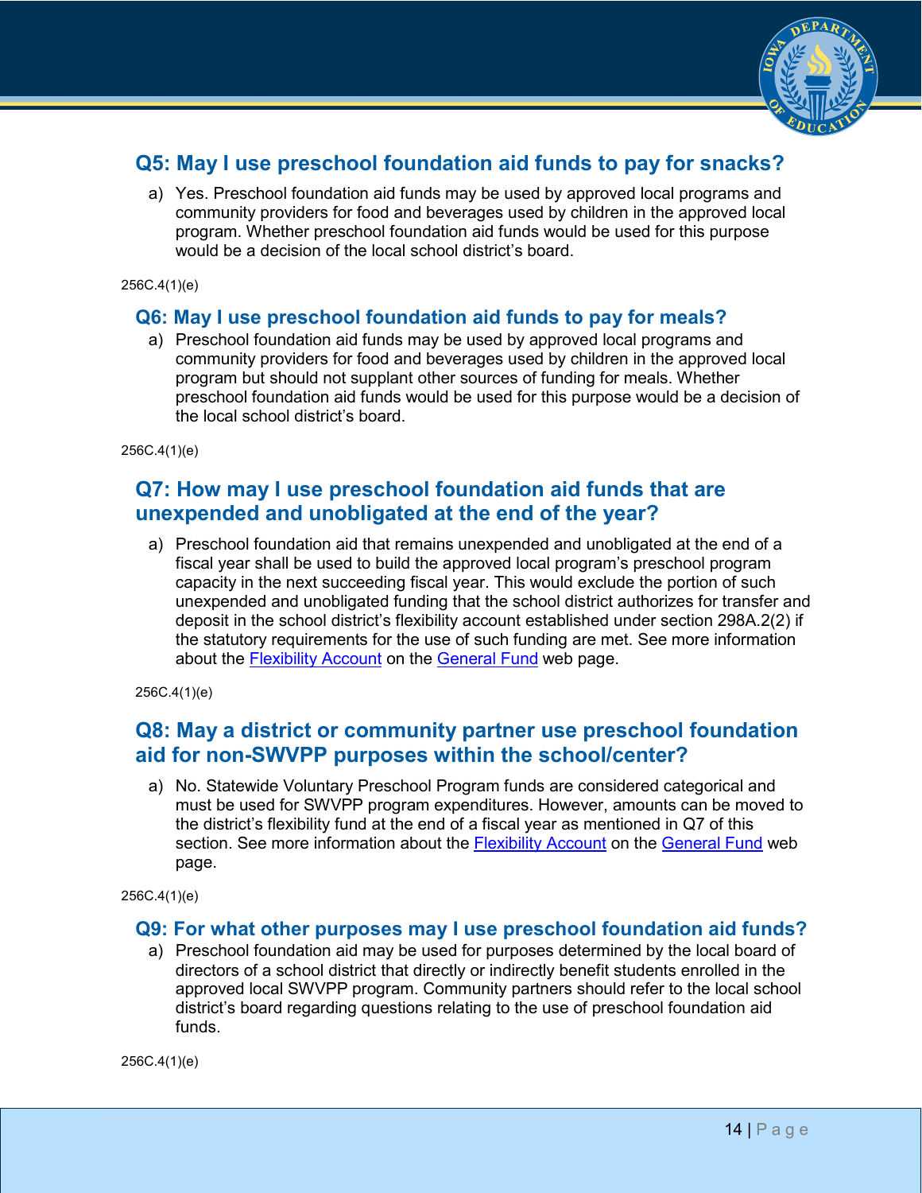## Q5: May I use preschool foundation aid funds to pay for snacks?

a) Yes. Preschool foundation aid funds may be used by approved local programs and community providers for food and beverages used by children in the approved local program. Whether preschool foundation aid funds would be used for this purpose would be a decision of the local school district's board.

256C.4(1)(e)

## Q6: May I use preschool foundation aid funds to pay for meals?

a) Preschool foundation aid funds may be used by approved local programs and community providers for food and beverages used by children in the approved local program but should not supplant other sources of funding for meals. Whether preschool foundation aid funds would be used for this purpose would be a decision of the local school district's board.

256C.4(1)(e)

## Q7: How may I use preschool foundation aid funds that are unexpended and unobligated at the end of the year?

a) Preschool foundation aid that remains unexpended and unobligated at the end of a fiscal year shall be used to build the approved local program's preschool program capacity in the next succeeding fiscal year. This would exclude the portion of such unexpended and unobligated funding that the school district authorizes for transfer and deposit in the school district's flexibility account established under section 298A.2(2) if the statutory requirements for the use of such funding are met. See more information about the Flexibility Account on the General Fund web page.

256C.4(1)(e)

## Q8: May a district or community partner use preschool foundation aid for non-SWVPP purposes within the school/center?

a) No. Statewide Voluntary Preschool Program funds are considered categorical and must be used for SWVPP program expenditures. However, amounts can be moved to the district's flexibility fund at the end of a fiscal year as mentioned in Q7 of this section. See more information about the Flexibility Account on the General Fund web page.

256C.4(1)(e)

## Q9: For what other purposes may I use preschool foundation aid funds?

a) Preschool foundation aid may be used for purposes determined by the local board of directors of a school district that directly or indirectly benefit students enrolled in the approved local SWVPP program. Community partners should refer to the local school district's board regarding questions relating to the use of preschool foundation aid funds.

256C.4(1)(e)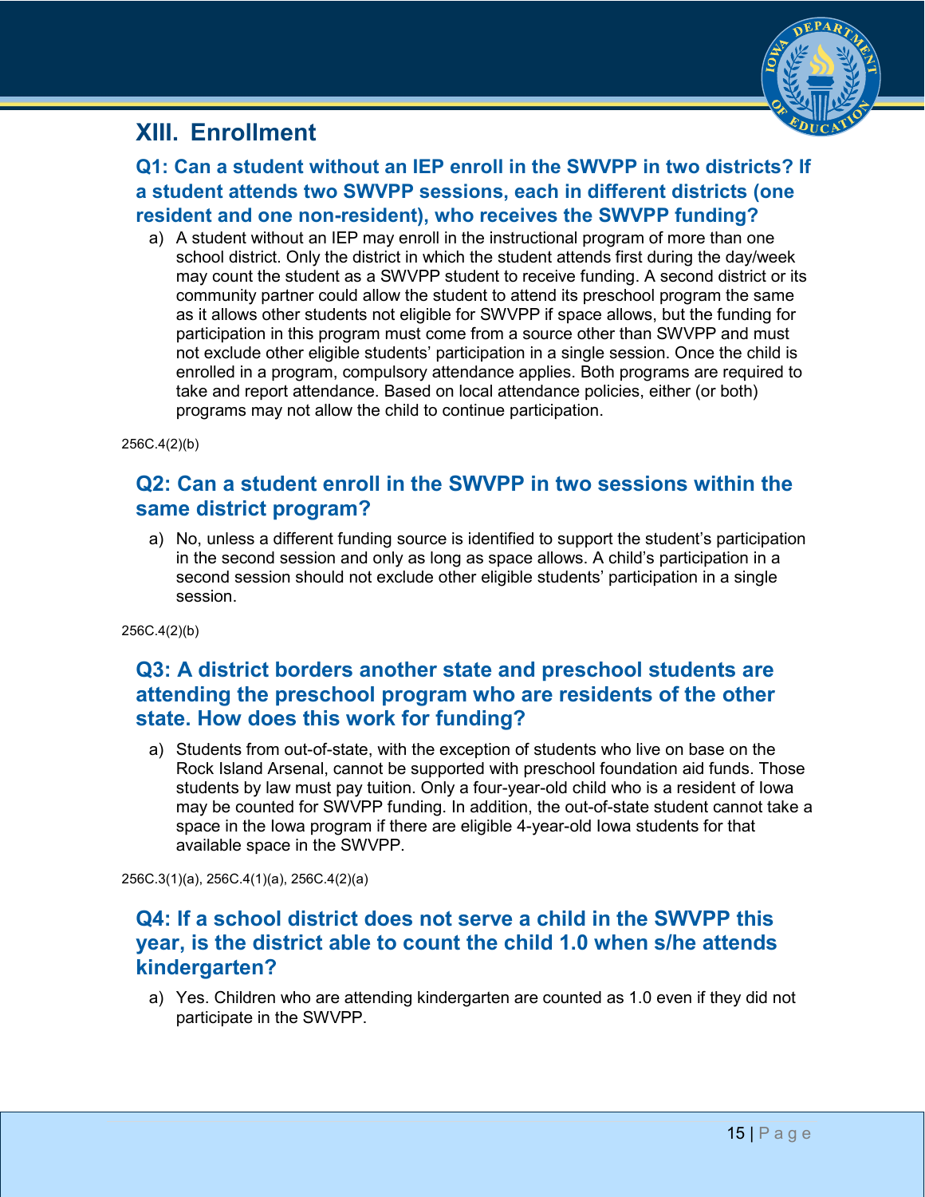## XIII. Enrollment

### Q1: Can a student without an IEP enroll in the SWVPP in two districts? If a student attends two SWVPP sessions, each in different districts (one resident and one non-resident), who receives the SWVPP funding?

a) A student without an IEP may enroll in the instructional program of more than one school district. Only the district in which the student attends first during the day/week may count the student as a SWVPP student to receive funding. A second district or its community partner could allow the student to attend its preschool program the same as it allows other students not eligible for SWVPP if space allows, but the funding for participation in this program must come from a source other than SWVPP and must not exclude other eligible students' participation in a single session. Once the child is enrolled in a program, compulsory attendance applies. Both programs are required to take and report attendance. Based on local attendance policies, either (or both) programs may not allow the child to continue participation.

256C.4(2)(b)

### Q2: Can a student enroll in the SWVPP in two sessions within the same district program?

a) No, unless a different funding source is identified to support the student's participation in the second session and only as long as space allows. A child's participation in a second session should not exclude other eligible students' participation in a single session.

256C.4(2)(b)

### Q3: A district borders another state and preschool students are attending the preschool program who are residents of the other state. How does this work for funding?

a) Students from out-of-state, with the exception of students who live on base on the Rock Island Arsenal, cannot be supported with preschool foundation aid funds. Those students by law must pay tuition. Only a four-year-old child who is a resident of Iowa may be counted for SWVPP funding. In addition, the out-of-state student cannot take a space in the Iowa program if there are eligible 4-year-old Iowa students for that available space in the SWVPP.

256C.3(1)(a), 256C.4(1)(a), 256C.4(2)(a)

### Q4: If a school district does not serve a child in the SWVPP this year, is the district able to count the child 1.0 when s/he attends kindergarten?

a) Yes. Children who are attending kindergarten are counted as 1.0 even if they did not participate in the SWVPP.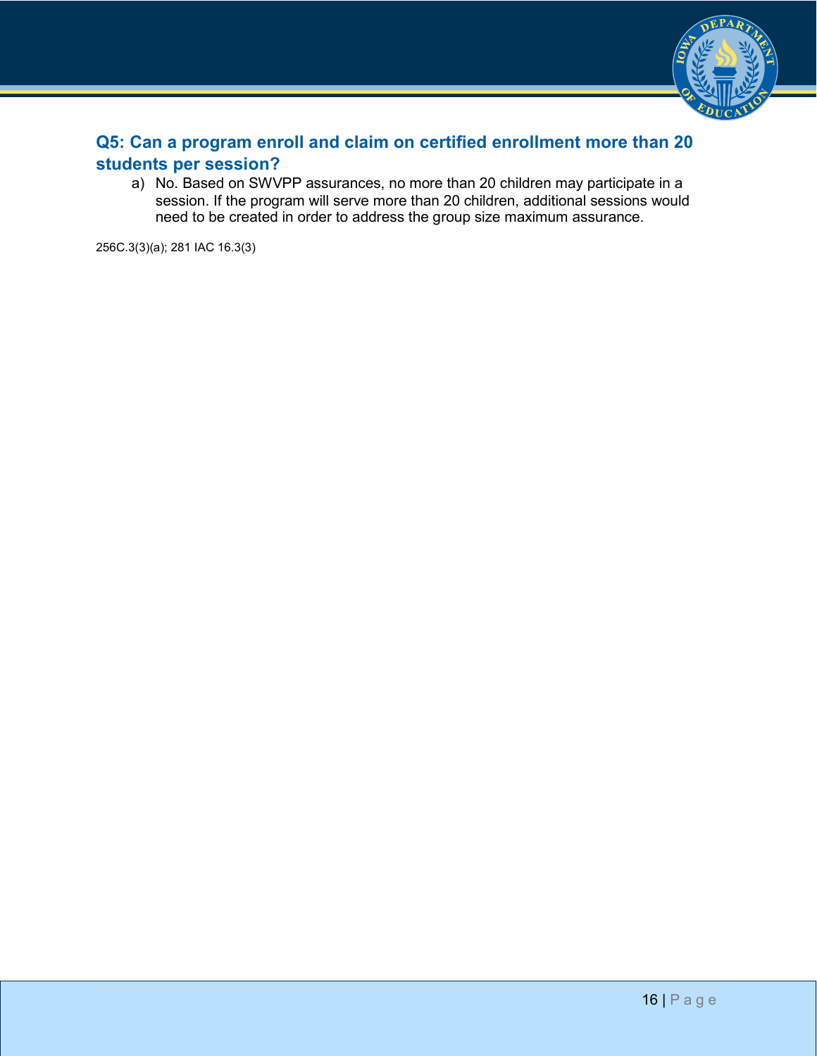### Q5: Can a program enroll and claim on certified enrollment more than 20 students per session?

a) No. Based on SWVPP assurances, no more than 20 children may participate in a session. If the program will serve more than 20 children, additional sessions would need to be created in order to address the group size maximum assurance.

256C.3(3)(a); 281 IAC 16.3(3)